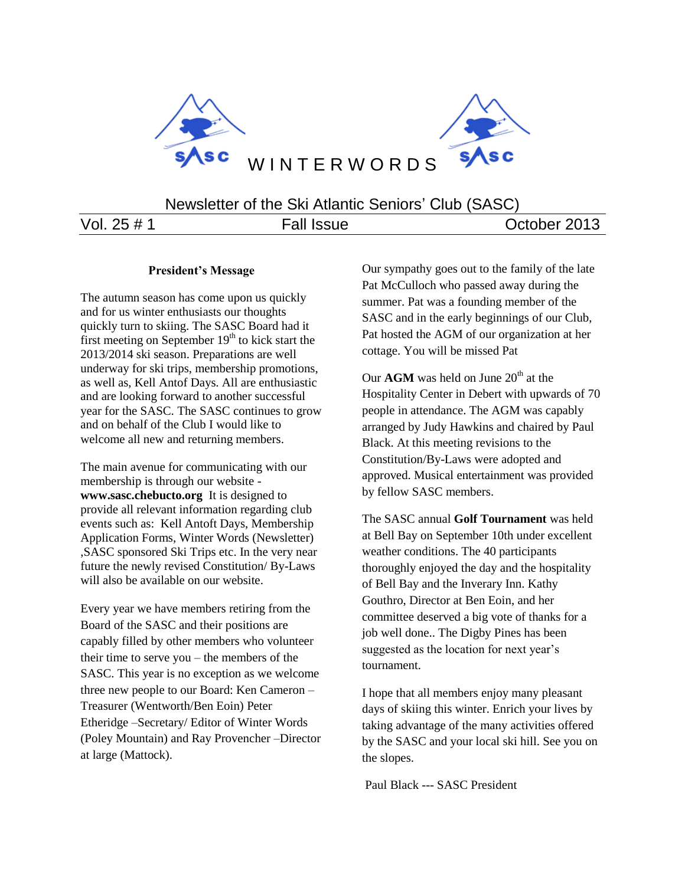# WINTERWORDS

Newsletter of the Ski Atlantic Seniors' Club (SASC)

Vol. 25 # 1 | Fall Issue | October 2013

**President's Message**

The autumn season has come upon us quickly and for us winter enthusiasts our thoughts quickly turn to skiing. The SASC Board had it first meeting on September 19th to kick start the 2013/2014 ski season. Preparations are well underway for ski trips, membership promotions, as well as, Kell Antof Days. All are enthusiastic and are looking forward to another successful year for the SASC. The SASC continues to grow and on behalf of the Club I would like to welcome all new and returning members.

The main avenue for communicating with our membership is through our website - **www.sasc.chebucto.org** It is designed to provide all relevant information regarding club events such as: Kell Antoft Days, Membership Application Forms, Winter Words (Newsletter) ,SASC sponsored Ski Trips etc. In the very near future the newly revised Constitution/ By-Laws will also be available on our website.

Every year we have members retiring from the Board of the SASC and their positions are capably filled by other members who volunteer their time to serve you – the members of the SASC. This year is no exception as we welcome three new people to our Board: Ken Cameron – Treasurer (Wentworth/Ben Eoin) Peter Etheridge –Secretary/ Editor of Winter Words (Poley Mountain) and Ray Provencher –Director at large (Mattock).

Our sympathy goes out to the family of the late Pat McCulloch who passed away during the summer. Pat was a founding member of the SASC and in the early beginnings of our Club, Pat hosted the AGM of our organization at her cottage. You will be missed Pat

Our **AGM** was held on June 20th at the Hospitality Center in Debert with upwards of 70 people in attendance. The AGM was capably arranged by Judy Hawkins and chaired by Paul Black. At this meeting revisions to the Constitution/By-Laws were adopted and approved. Musical entertainment was provided by fellow SASC members.

The SASC annual **Golf Tournament** was held at Bell Bay on September 10th under excellent weather conditions. The 40 participants thoroughly enjoyed the day and the hospitality of Bell Bay and the Inverary Inn. Kathy Gouthro, Director at Ben Eoin, and her committee deserved a big vote of thanks for a job well done.. The Digby Pines has been suggested as the location for next year's tournament.

I hope that all members enjoy many pleasant days of skiing this winter. Enrich your lives by taking advantage of the many activities offered by the SASC and your local ski hill. See you on the slopes.

Paul Black --- SASC President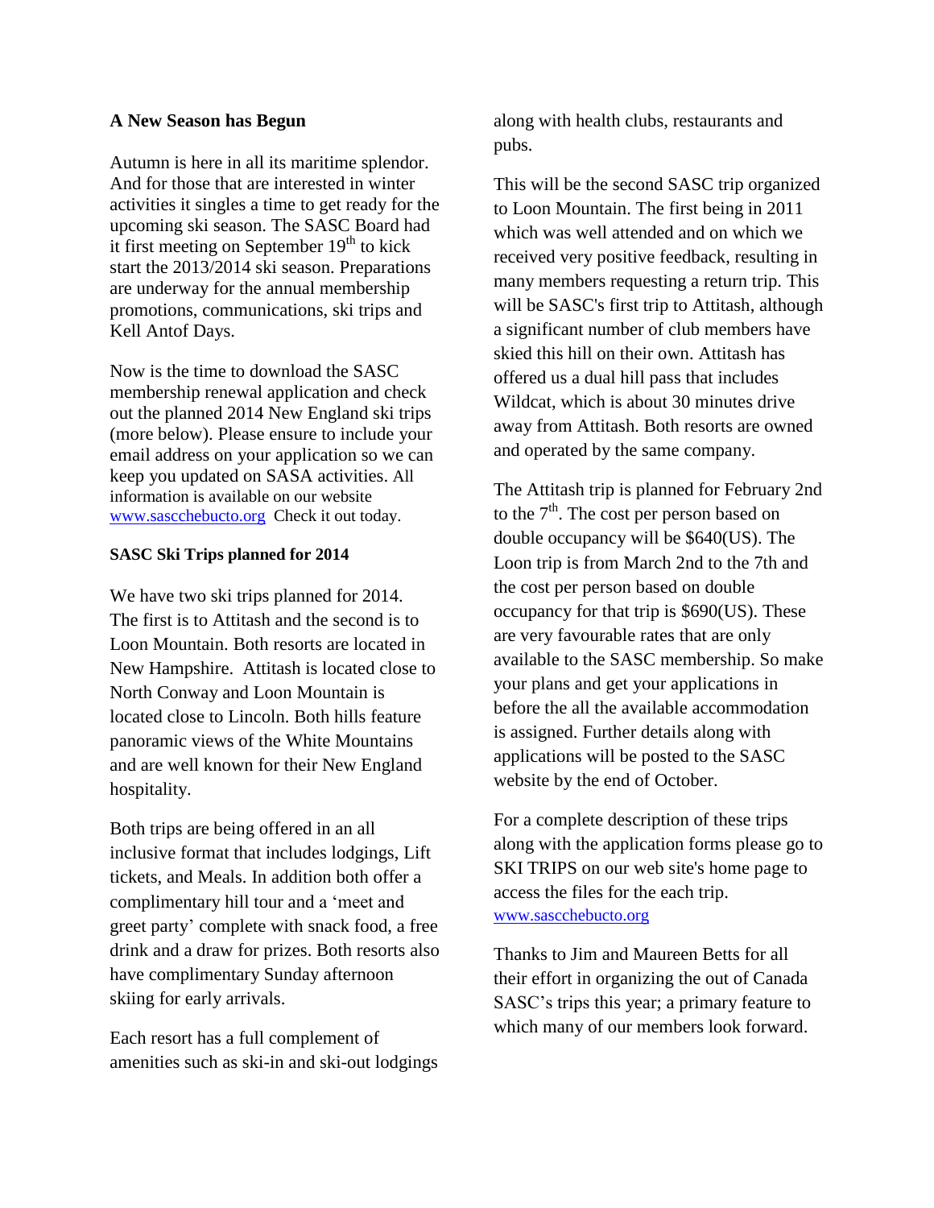**A New Season has Begun**

Autumn is here in all its maritime splendor. And for those that are interested in winter activities it singles a time to get ready for the upcoming ski season. The SASC Board had it first meeting on September 19th to kick start the 2013/2014 ski season. Preparations are underway for the annual membership promotions, communications, ski trips and Kell Antof Days.

Now is the time to download the SASC membership renewal application and check out the planned 2014 New England ski trips (more below). Please ensure to include your email address on your application so we can keep you updated on SASA activities. All information is available on our website www.sascchebucto.org Check it out today.

**SASC Ski Trips planned for 2014**

We have two ski trips planned for 2014. The first is to Attitash and the second is to Loon Mountain. Both resorts are located in New Hampshire. Attitash is located close to North Conway and Loon Mountain is located close to Lincoln. Both hills feature panoramic views of the White Mountains and are well known for their New England hospitality.

Both trips are being offered in an all inclusive format that includes lodgings, Lift tickets, and Meals. In addition both offer a complimentary hill tour and a 'meet and greet party' complete with snack food, a free drink and a draw for prizes. Both resorts also have complimentary Sunday afternoon skiing for early arrivals.

Each resort has a full complement of amenities such as ski-in and ski-out lodgings along with health clubs, restaurants and pubs.

This will be the second SASC trip organized to Loon Mountain. The first being in 2011 which was well attended and on which we received very positive feedback, resulting in many members requesting a return trip. This will be SASC's first trip to Attitash, although a significant number of club members have skied this hill on their own. Attitash has offered us a dual hill pass that includes Wildcat, which is about 30 minutes drive away from Attitash. Both resorts are owned and operated by the same company.

The Attitash trip is planned for February 2nd to the 7th. The cost per person based on double occupancy will be $640(US). The Loon trip is from March 2nd to the 7th and the cost per person based on double occupancy for that trip is $690(US). These are very favourable rates that are only available to the SASC membership. So make your plans and get your applications in before the all the available accommodation is assigned. Further details along with applications will be posted to the SASC website by the end of October.

For a complete description of these trips along with the application forms please go to SKI TRIPS on our web site's home page to access the files for the each trip. www.sascchebucto.org

Thanks to Jim and Maureen Betts for all their effort in organizing the out of Canada SASC's trips this year; a primary feature to which many of our members look forward.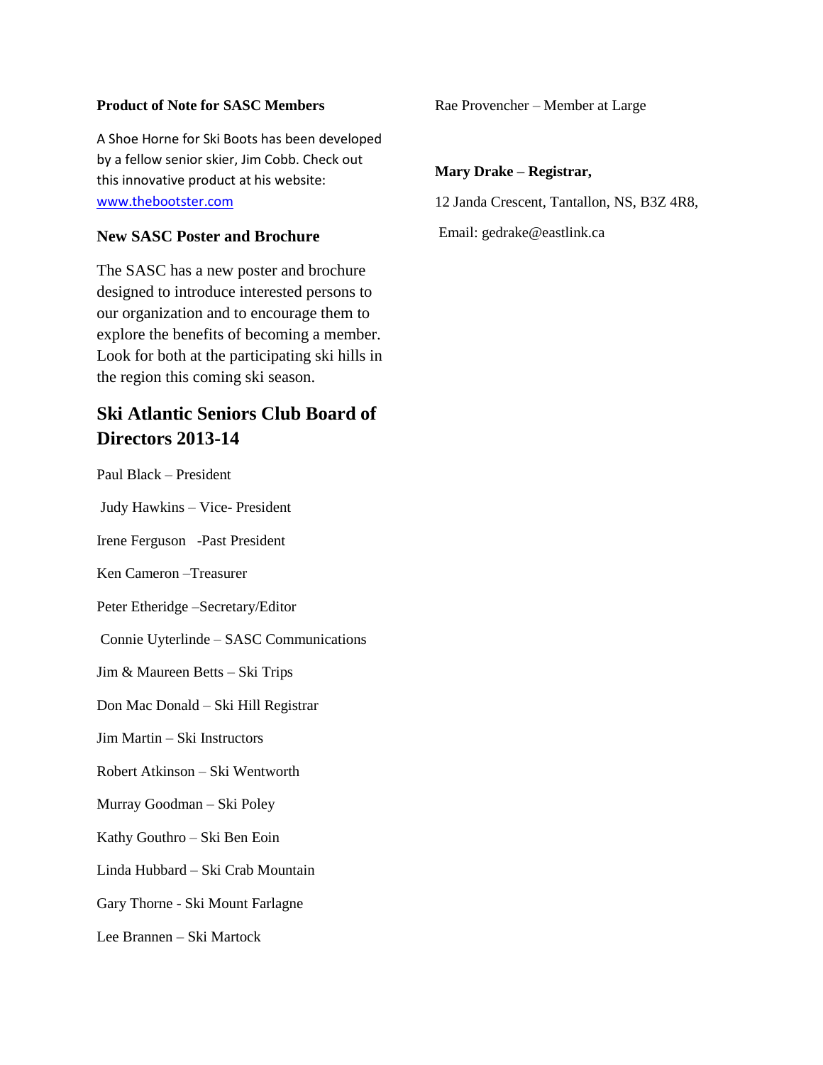**Product of Note for SASC Members**

A Shoe Horne for Ski Boots has been developed by a fellow senior skier, Jim Cobb. Check out this innovative product at his website: [www.thebootster.com](http://www.thebootster.com)

### New SASC Poster and Brochure

The SASC has a new poster and brochure designed to introduce interested persons to our organization and to encourage them to explore the benefits of becoming a member. Look for both at the participating ski hills in the region this coming ski season.

## Ski Atlantic Seniors Club Board of Directors 2013-14

Paul Black – President

Judy Hawkins – Vice- President

Irene Ferguson -Past President

Ken Cameron –Treasurer

Peter Etheridge –Secretary/Editor

Connie Uyterlinde – SASC Communications

Jim & Maureen Betts – Ski Trips

Don Mac Donald – Ski Hill Registrar

Jim Martin – Ski Instructors

Robert Atkinson – Ski Wentworth

Murray Goodman – Ski Poley

Kathy Gouthro – Ski Ben Eoin

Linda Hubbard – Ski Crab Mountain

Gary Thorne - Ski Mount Farlagne

Lee Brannen – Ski Martock

Rae Provencher – Member at Large

**Mary Drake – Registrar,**

12 Janda Crescent, Tantallon, NS, B3Z 4R8,

Email: gedrake@eastlink.ca